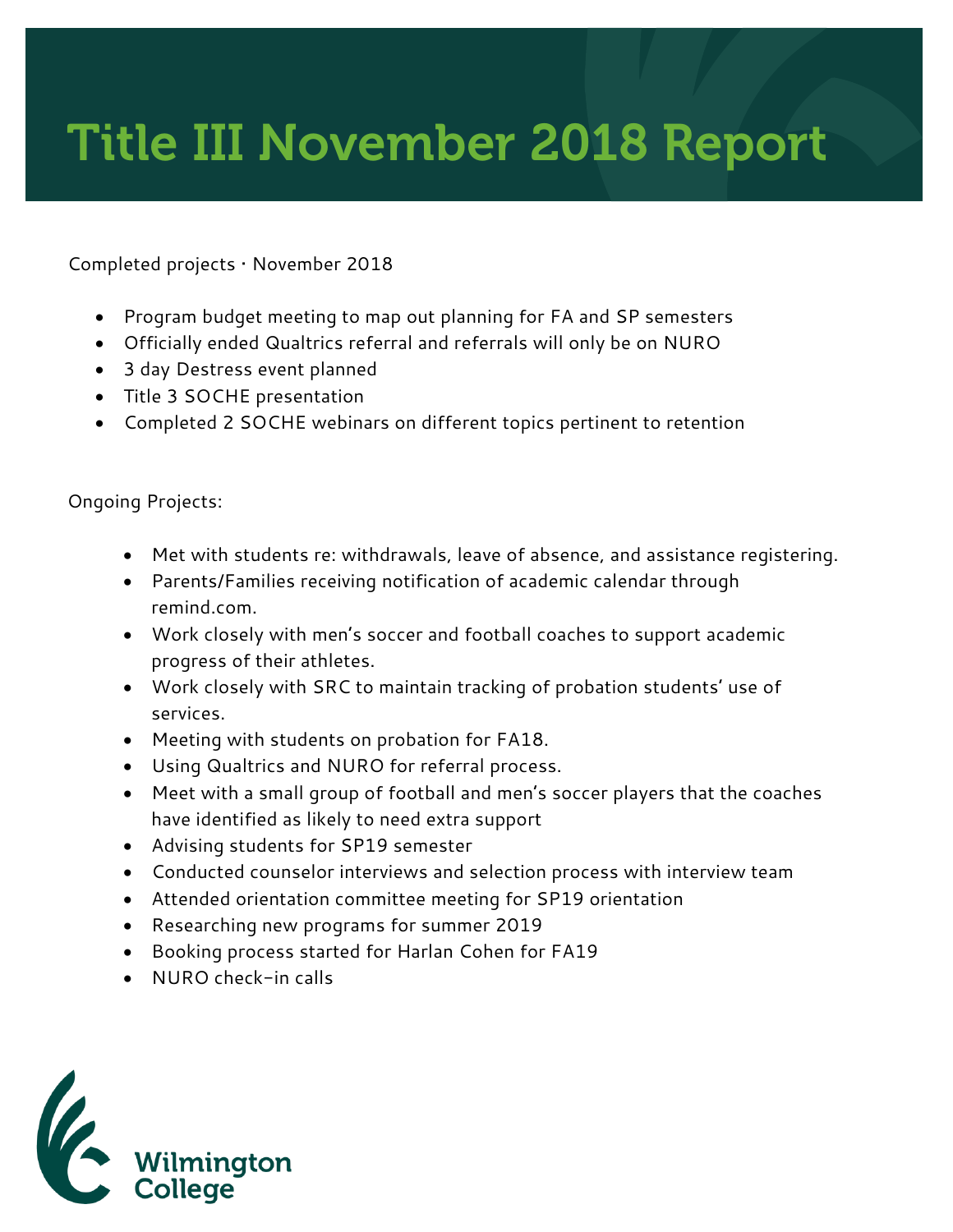# Title III November 2018 Report

Completed projects · November 2018

- Program budget meeting to map out planning for FA and SP semesters
- Officially ended Qualtrics referral and referrals will only be on NURO
- 3 day Destress event planned
- Title 3 SOCHE presentation
- Completed 2 SOCHE webinars on different topics pertinent to retention

Ongoing Projects:

- Met with students re: withdrawals, leave of absence, and assistance registering.
- Parents/Families receiving notification of academic calendar through remind.com.
- Work closely with men's soccer and football coaches to support academic progress of their athletes.
- Work closely with SRC to maintain tracking of probation students' use of services.
- Meeting with students on probation for FA18.
- Using Qualtrics and NURO for referral process.
- Meet with a small group of football and men's soccer players that the coaches have identified as likely to need extra support
- Advising students for SP19 semester
- Conducted counselor interviews and selection process with interview team
- Attended orientation committee meeting for SP19 orientation
- Researching new programs for summer 2019
- Booking process started for Harlan Cohen for FA19
- NURO check-in calls

Wilmington College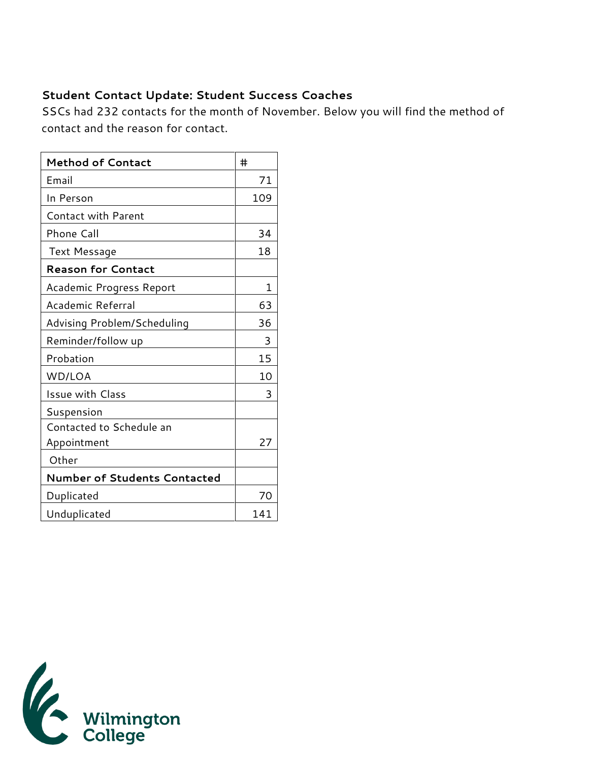**Student Contact Update: Student Success Coaches**

SSCs had 232 contacts for the month of November. Below you will find the method of contact and the reason for contact.

| Method of Contact | # |
|---|---|
| Email | 71 |
| In Person | 109 |
| Contact with Parent | |
| Phone Call | 34 |
| Text Message | 18 |
| **Reason for Contact** | |
| Academic Progress Report | 1 |
| Academic Referral | 63 |
| Advising Problem/Scheduling | 36 |
| Reminder/follow up | 3 |
| Probation | 15 |
| WD/LOA | 10 |
| Issue with Class | 3 |
| Suspension | |
| Contacted to Schedule an Appointment | 27 |
| Other | |
| **Number of Students Contacted** | |
| Duplicated | 70 |
| Unduplicated | 141 |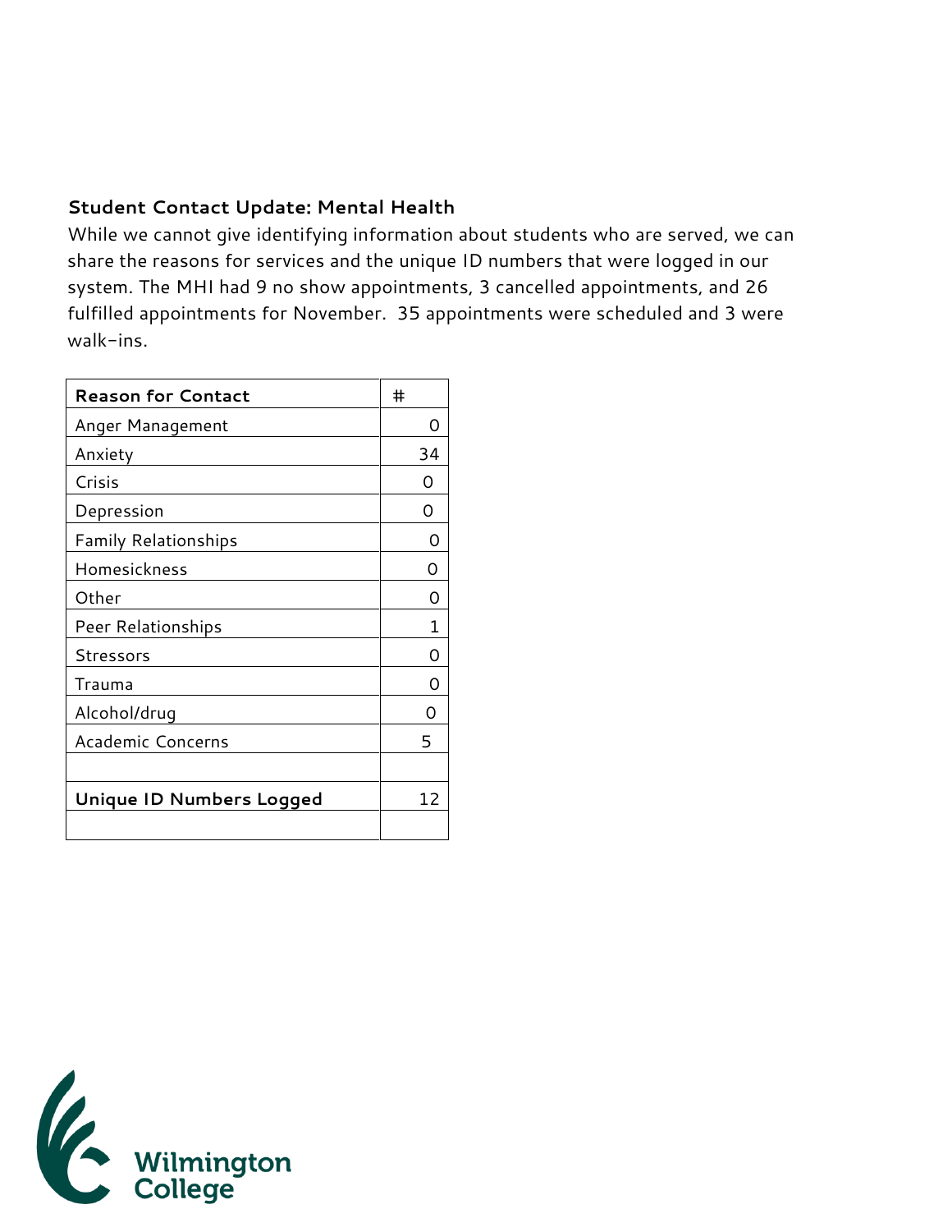**Student Contact Update: Mental Health**

While we cannot give identifying information about students who are served, we can share the reasons for services and the unique ID numbers that were logged in our system. The MHI had 9 no show appointments, 3 cancelled appointments, and 26 fulfilled appointments for November. 35 appointments were scheduled and 3 were walk-ins.

| Reason for Contact | # |
| --- | --- |
| Anger Management | 0 |
| Anxiety | 34 |
| Crisis | 0 |
| Depression | 0 |
| Family Relationships | 0 |
| Homesickness | 0 |
| Other | 0 |
| Peer Relationships | 1 |
| Stressors | 0 |
| Trauma | 0 |
| Alcohol/drug | 0 |
| Academic Concerns | 5 |
| | |
| **Unique ID Numbers Logged** | 12 |
| | |

Wilmington College